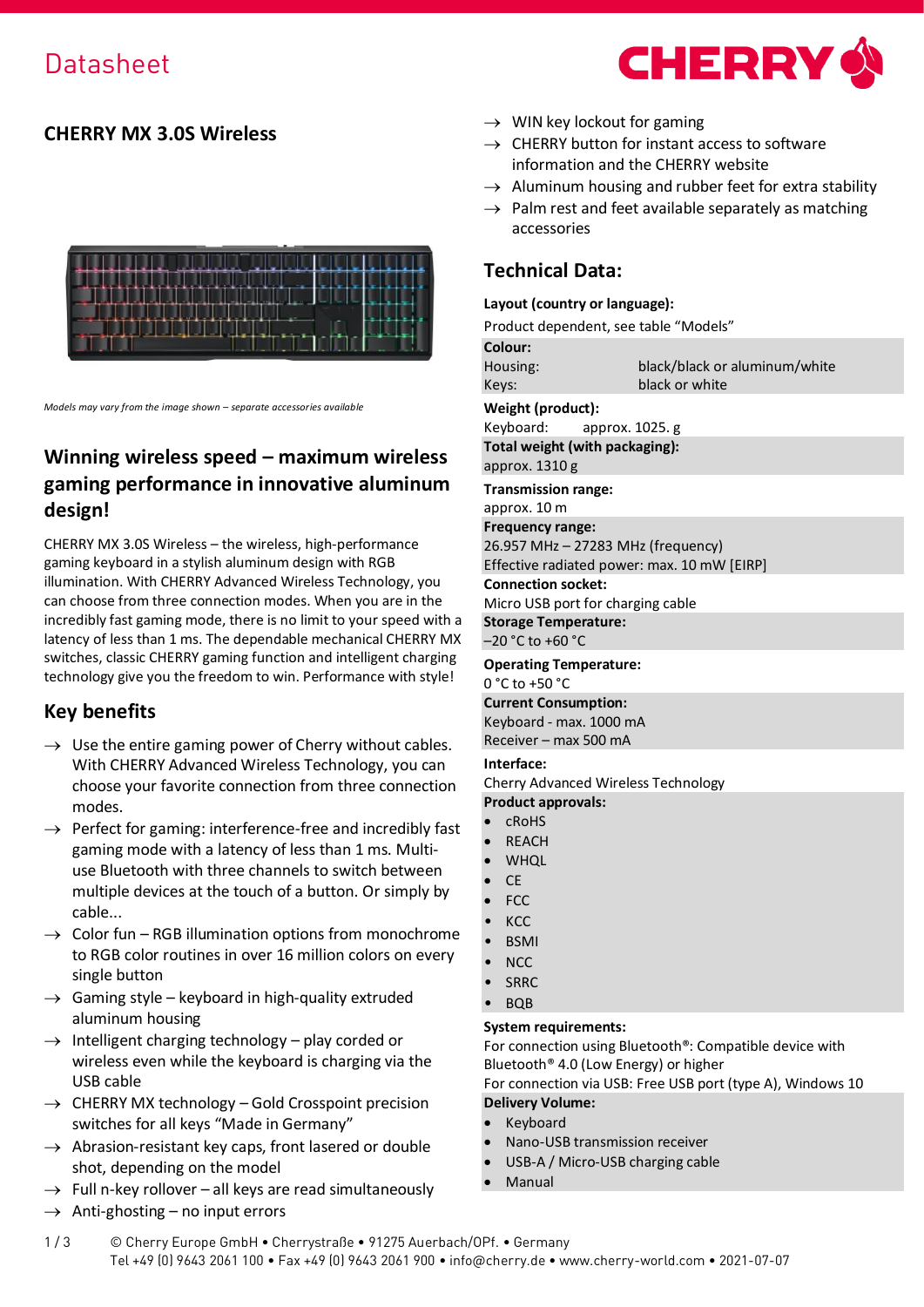# Datasheet

## CHERRY MX 3.0S Wireless

*Models may vary from the image shown – separate accessories available*

## Winning wireless speed – maximum wireless gaming performance in innovative aluminum design!

CHERRY MX 3.0S Wireless – the wireless, high-performance gaming keyboard in a stylish aluminum design with RGB illumination. With CHERRY Advanced Wireless Technology, you can choose from three connection modes. When you are in the incredibly fast gaming mode, there is no limit to your speed with a latency of less than 1 ms. The dependable mechanical CHERRY MX switches, classic CHERRY gaming function and intelligent charging technology give you the freedom to win. Performance with style!

## Key benefits

- → Use the entire gaming power of Cherry without cables. With CHERRY Advanced Wireless Technology, you can choose your favorite connection from three connection modes.
- → Perfect for gaming: interference-free and incredibly fast gaming mode with a latency of less than 1 ms. Multi-use Bluetooth with three channels to switch between multiple devices at the touch of a button. Or simply by cable...
- → Color fun – RGB illumination options from monochrome to RGB color routines in over 16 million colors on every single button
- → Gaming style – keyboard in high-quality extruded aluminum housing
- → Intelligent charging technology – play corded or wireless even while the keyboard is charging via the USB cable
- → CHERRY MX technology – Gold Crosspoint precision switches for all keys "Made in Germany"
- → Abrasion-resistant key caps, front lasered or double shot, depending on the model
- → Full n-key rollover – all keys are read simultaneously
- → Anti-ghosting – no input errors
- → WIN key lockout for gaming
- → CHERRY button for instant access to software information and the CHERRY website
- → Aluminum housing and rubber feet for extra stability
- → Palm rest and feet available separately as matching accessories

## Technical Data:

**Layout (country or language):**
Product dependent, see table "Models"

**Colour:**

| | |
|---|---|
| Housing: | black/black or aluminum/white |
| Keys: | black or white |

**Weight (product):**
Keyboard: approx. 1025. g

**Total weight (with packaging):**
approx. 1310 g

**Transmission range:**
approx. 10 m

**Frequency range:**
26.957 MHz – 27283 MHz (frequency)
Effective radiated power: max. 10 mW [EIRP]

**Connection socket:**
Micro USB port for charging cable

**Storage Temperature:**
–20 °C to +60 °C

**Operating Temperature:**
0 °C to +50 °C

**Current Consumption:**
Keyboard - max. 1000 mA
Receiver – max 500 mA

**Interface:**
Cherry Advanced Wireless Technology

**Product approvals:**
- cRoHS
- REACH
- WHQL
- CE
- FCC
- KCC
- BSMI
- NCC
- SRRC
- BQB

**System requirements:**
For connection using Bluetooth®: Compatible device with Bluetooth® 4.0 (Low Energy) or higher
For connection via USB: Free USB port (type A), Windows 10

**Delivery Volume:**
- Keyboard
- Nano-USB transmission receiver
- USB-A / Micro-USB charging cable
- Manual

© Cherry Europe GmbH • Cherrystraße • 91275 Auerbach/OPf. • Germany
Tel +49 (0) 9643 2061 100 • Fax +49 (0) 9643 2061 900 • info@cherry.de • www.cherry-world.com • 2021-07-07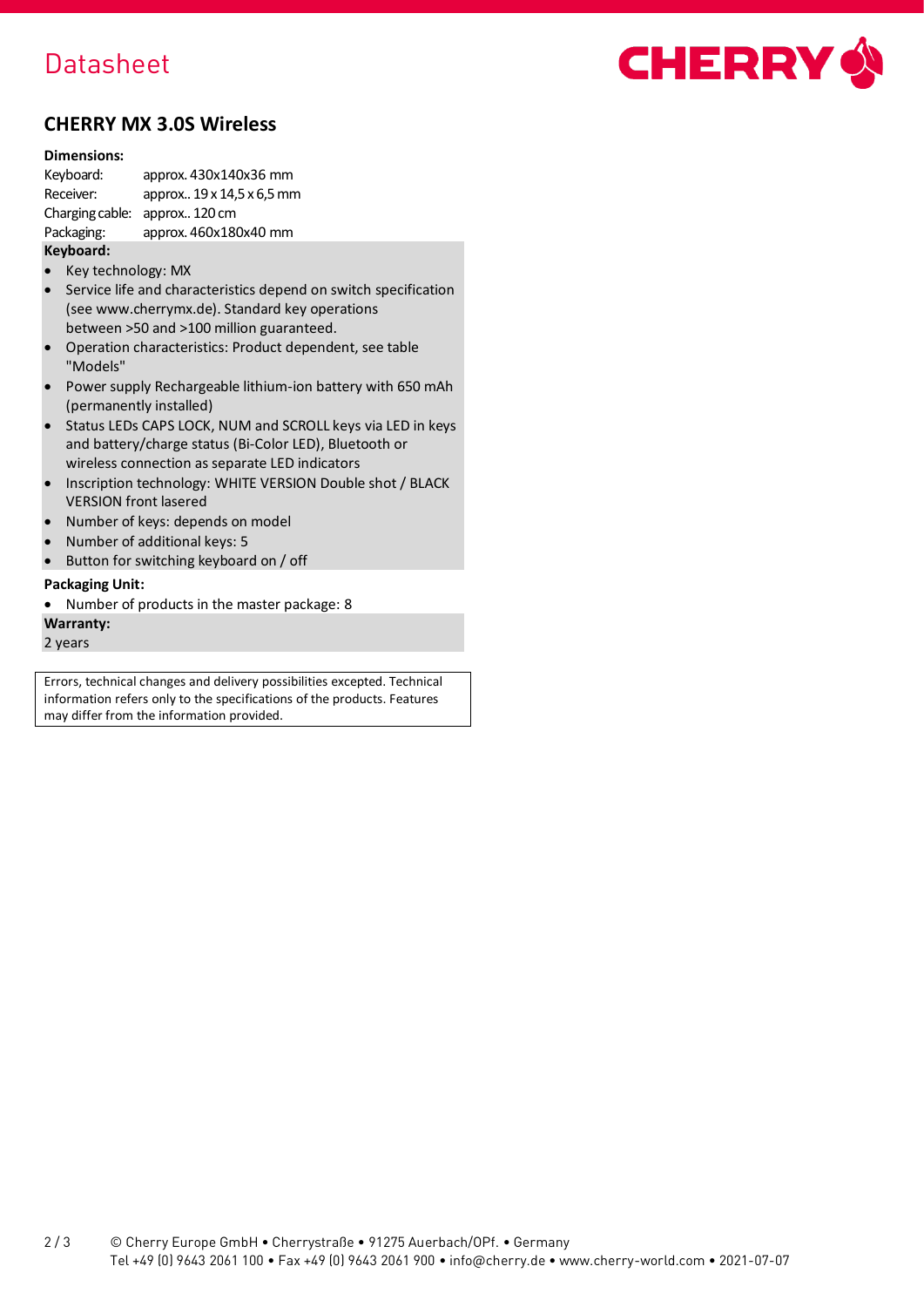Datasheet

CHERRY

## CHERRY MX 3.0S Wireless

**Dimensions:**

| | |
|---|---|
| Keyboard: | approx. 430x140x36 mm |
| Receiver: | approx.. 19 x 14,5 x 6,5 mm |
| Charging cable: | approx.. 120 cm |
| Packaging: | approx. 460x180x40 mm |

**Keyboard:**

- Key technology: MX
- Service life and characteristics depend on switch specification (see www.cherrymx.de). Standard key operations between >50 and >100 million guaranteed.
- Operation characteristics: Product dependent, see table "Models"
- Power supply Rechargeable lithium-ion battery with 650 mAh (permanently installed)
- Status LEDs CAPS LOCK, NUM and SCROLL keys via LED in keys and battery/charge status (Bi-Color LED), Bluetooth or wireless connection as separate LED indicators
- Inscription technology: WHITE VERSION Double shot / BLACK VERSION front lasered
- Number of keys: depends on model
- Number of additional keys: 5
- Button for switching keyboard on / off

**Packaging Unit:**

- Number of products in the master package: 8

**Warranty:**

2 years

Errors, technical changes and delivery possibilities excepted. Technical information refers only to the specifications of the products. Features may differ from the information provided.

© Cherry Europe GmbH • Cherrystraße • 91275 Auerbach/OPf. • Germany
Tel +49 (0) 9643 2061 100 • Fax +49 (0) 9643 2061 900 • info@cherry.de • www.cherry-world.com • 2021-07-07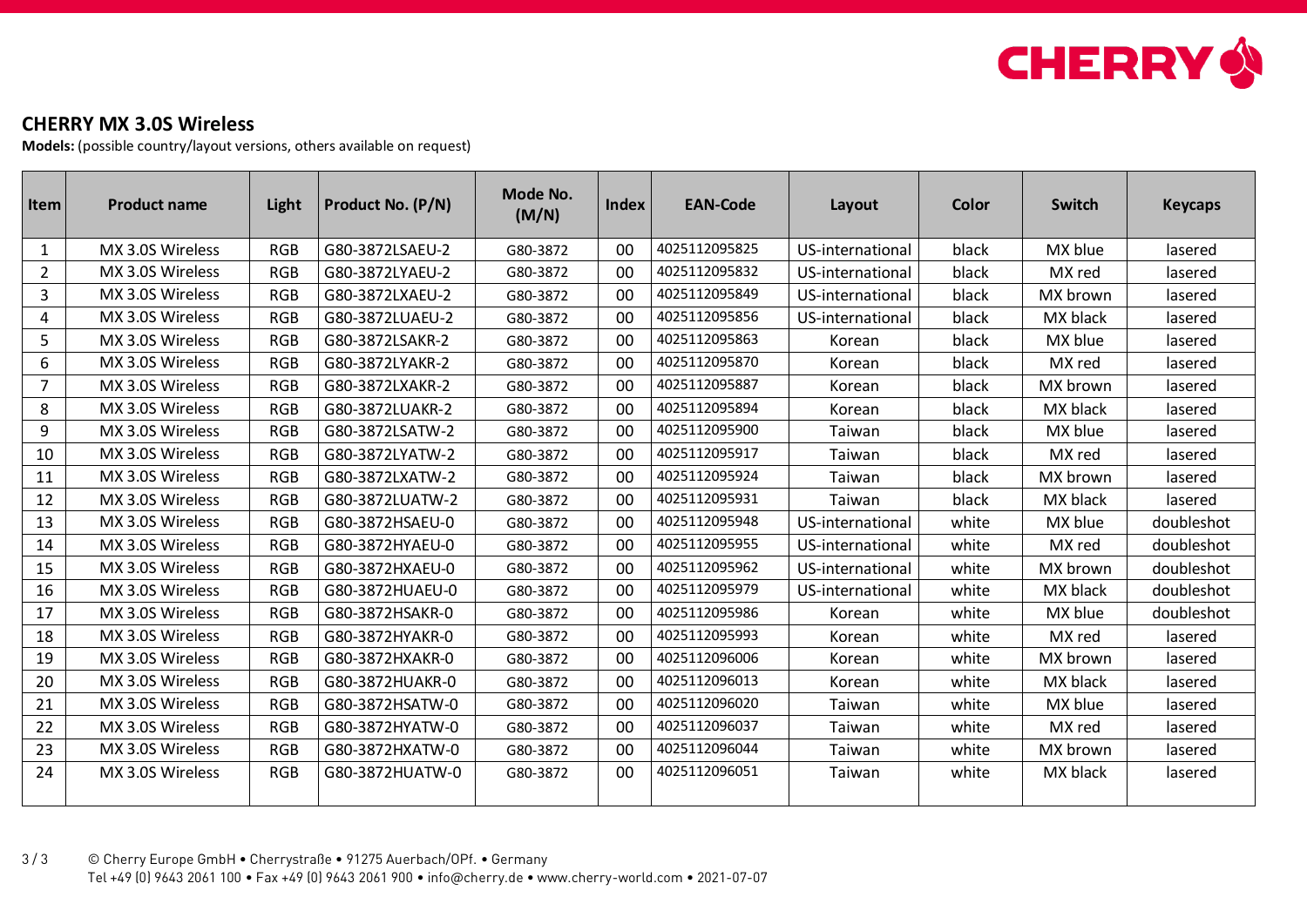## CHERRY MX 3.0S Wireless

**Models:** (possible country/layout versions, others available on request)

| Item | Product name | Light | Product No. (P/N) | Mode No. (M/N) | Index | EAN-Code | Layout | Color | Switch | Keycaps |
|---|---|---|---|---|---|---|---|---|---|---|
| 1 | MX 3.0S Wireless | RGB | G80-3872LSAEU-2 | G80-3872 | 00 | 4025112095825 | US-international | black | MX blue | lasered |
| 2 | MX 3.0S Wireless | RGB | G80-3872LYAEU-2 | G80-3872 | 00 | 4025112095832 | US-international | black | MX red | lasered |
| 3 | MX 3.0S Wireless | RGB | G80-3872LXAEU-2 | G80-3872 | 00 | 4025112095849 | US-international | black | MX brown | lasered |
| 4 | MX 3.0S Wireless | RGB | G80-3872LUAEU-2 | G80-3872 | 00 | 4025112095856 | US-international | black | MX black | lasered |
| 5 | MX 3.0S Wireless | RGB | G80-3872LSAKR-2 | G80-3872 | 00 | 4025112095863 | Korean | black | MX blue | lasered |
| 6 | MX 3.0S Wireless | RGB | G80-3872LYAKR-2 | G80-3872 | 00 | 4025112095870 | Korean | black | MX red | lasered |
| 7 | MX 3.0S Wireless | RGB | G80-3872LXAKR-2 | G80-3872 | 00 | 4025112095887 | Korean | black | MX brown | lasered |
| 8 | MX 3.0S Wireless | RGB | G80-3872LUAKR-2 | G80-3872 | 00 | 4025112095894 | Korean | black | MX black | lasered |
| 9 | MX 3.0S Wireless | RGB | G80-3872LSATW-2 | G80-3872 | 00 | 4025112095900 | Taiwan | black | MX blue | lasered |
| 10 | MX 3.0S Wireless | RGB | G80-3872LYATW-2 | G80-3872 | 00 | 4025112095917 | Taiwan | black | MX red | lasered |
| 11 | MX 3.0S Wireless | RGB | G80-3872LXATW-2 | G80-3872 | 00 | 4025112095924 | Taiwan | black | MX brown | lasered |
| 12 | MX 3.0S Wireless | RGB | G80-3872LUATW-2 | G80-3872 | 00 | 4025112095931 | Taiwan | black | MX black | lasered |
| 13 | MX 3.0S Wireless | RGB | G80-3872HSAEU-0 | G80-3872 | 00 | 4025112095948 | US-international | white | MX blue | doubleshot |
| 14 | MX 3.0S Wireless | RGB | G80-3872HYAEU-0 | G80-3872 | 00 | 4025112095955 | US-international | white | MX red | doubleshot |
| 15 | MX 3.0S Wireless | RGB | G80-3872HXAEU-0 | G80-3872 | 00 | 4025112095962 | US-international | white | MX brown | doubleshot |
| 16 | MX 3.0S Wireless | RGB | G80-3872HUAEU-0 | G80-3872 | 00 | 4025112095979 | US-international | white | MX black | doubleshot |
| 17 | MX 3.0S Wireless | RGB | G80-3872HSAKR-0 | G80-3872 | 00 | 4025112095986 | Korean | white | MX blue | doubleshot |
| 18 | MX 3.0S Wireless | RGB | G80-3872HYAKR-0 | G80-3872 | 00 | 4025112095993 | Korean | white | MX red | lasered |
| 19 | MX 3.0S Wireless | RGB | G80-3872HXAKR-0 | G80-3872 | 00 | 4025112096006 | Korean | white | MX brown | lasered |
| 20 | MX 3.0S Wireless | RGB | G80-3872HUAKR-0 | G80-3872 | 00 | 4025112096013 | Korean | white | MX black | lasered |
| 21 | MX 3.0S Wireless | RGB | G80-3872HSATW-0 | G80-3872 | 00 | 4025112096020 | Taiwan | white | MX blue | lasered |
| 22 | MX 3.0S Wireless | RGB | G80-3872HYATW-0 | G80-3872 | 00 | 4025112096037 | Taiwan | white | MX red | lasered |
| 23 | MX 3.0S Wireless | RGB | G80-3872HXATW-0 | G80-3872 | 00 | 4025112096044 | Taiwan | white | MX brown | lasered |
| 24 | MX 3.0S Wireless | RGB | G80-3872HUATW-0 | G80-3872 | 00 | 4025112096051 | Taiwan | white | MX black | lasered |

© Cherry Europe GmbH • Cherrystraße • 91275 Auerbach/OPf. • Germany
Tel +49 (0) 9643 2061 100 • Fax +49 (0) 9643 2061 900 • info@cherry.de • www.cherry-world.com • 2021-07-07